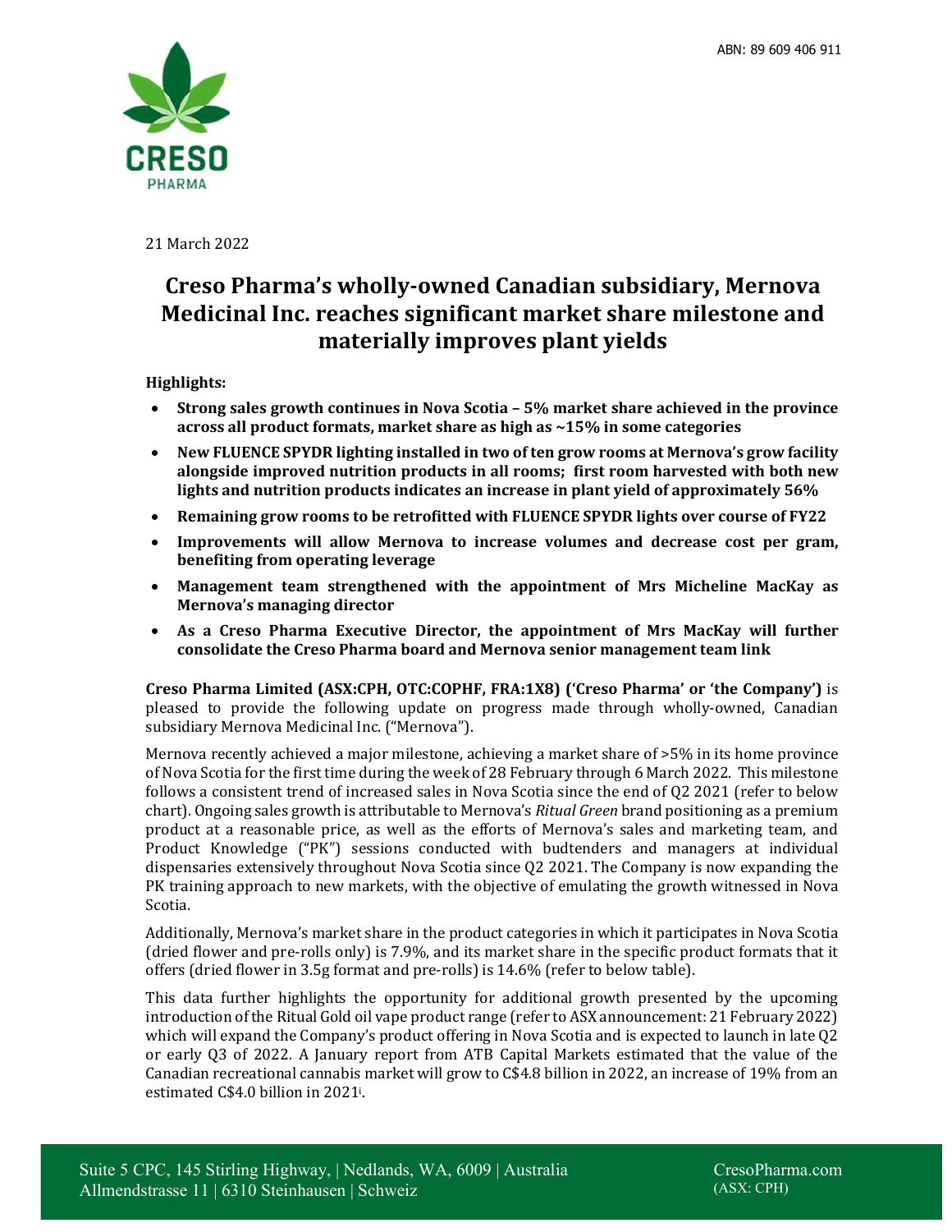ABN: 89 609 406 911

21 March 2022

# Creso Pharma's wholly-owned Canadian subsidiary, Mernova Medicinal Inc. reaches significant market share milestone and materially improves plant yields

**Highlights:**

- **Strong sales growth continues in Nova Scotia – 5% market share achieved in the province across all product formats, market share as high as ~15% in some categories**
- **New FLUENCE SPYDR lighting installed in two of ten grow rooms at Mernova's grow facility alongside improved nutrition products in all rooms; first room harvested with both new lights and nutrition products indicates an increase in plant yield of approximately 56%**
- **Remaining grow rooms to be retrofitted with FLUENCE SPYDR lights over course of FY22**
- **Improvements will allow Mernova to increase volumes and decrease cost per gram, benefiting from operating leverage**
- **Management team strengthened with the appointment of Mrs Micheline MacKay as Mernova's managing director**
- **As a Creso Pharma Executive Director, the appointment of Mrs MacKay will further consolidate the Creso Pharma board and Mernova senior management team link**

**Creso Pharma Limited (ASX:CPH, OTC:COPHF, FRA:1X8) ('Creso Pharma' or 'the Company')** is pleased to provide the following update on progress made through wholly-owned, Canadian subsidiary Mernova Medicinal Inc. ("Mernova").

Mernova recently achieved a major milestone, achieving a market share of >5% in its home province of Nova Scotia for the first time during the week of 28 February through 6 March 2022. This milestone follows a consistent trend of increased sales in Nova Scotia since the end of Q2 2021 (refer to below chart). Ongoing sales growth is attributable to Mernova's *Ritual Green* brand positioning as a premium product at a reasonable price, as well as the efforts of Mernova's sales and marketing team, and Product Knowledge ("PK") sessions conducted with budtenders and managers at individual dispensaries extensively throughout Nova Scotia since Q2 2021. The Company is now expanding the PK training approach to new markets, with the objective of emulating the growth witnessed in Nova Scotia.

Additionally, Mernova's market share in the product categories in which it participates in Nova Scotia (dried flower and pre-rolls only) is 7.9%, and its market share in the specific product formats that it offers (dried flower in 3.5g format and pre-rolls) is 14.6% (refer to below table).

This data further highlights the opportunity for additional growth presented by the upcoming introduction of the Ritual Gold oil vape product range (refer to ASX announcement: 21 February 2022) which will expand the Company's product offering in Nova Scotia and is expected to launch in late Q2 or early Q3 of 2022. A January report from ATB Capital Markets estimated that the value of the Canadian recreational cannabis market will grow to C$4.8 billion in 2022, an increase of 19% from an estimated C$4.0 billion in 2021[i].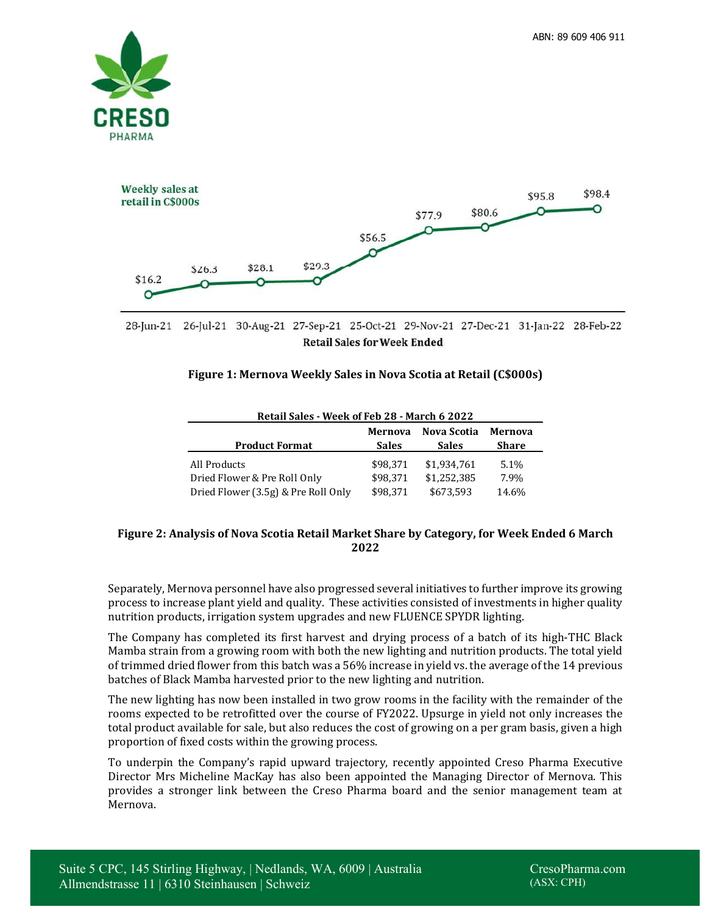Weekly sales at retail in C$000s

| Retail Sales for Week Ended | 28-Jun-21 | 26-Jul-21 | 30-Aug-21 | 27-Sep-21 | 25-Oct-21 | 29-Nov-21 | 27-Dec-21 | 31-Jan-22 | 28-Feb-22 |
|---|---|---|---|---|---|---|---|---|---|
| Weekly sales (C$000s) | $16.2 | $26.3 | $28.1 | $29.3 | $56.5 | $77.9 | $80.6 | $95.8 | $98.4 |

**Figure 1: Mernova Weekly Sales in Nova Scotia at Retail (C$000s)**

**Retail Sales - Week of Feb 28 - March 6 2022**

| Product Format | Mernova Sales | Nova Scotia Sales | Mernova Share |
|---|---|---|---|
| All Products | $98,371 | $1,934,761 | 5.1% |
| Dried Flower & Pre Roll Only | $98,371 | $1,252,385 | 7.9% |
| Dried Flower (3.5g) & Pre Roll Only | $98,371 | $673,593 | 14.6% |

**Figure 2: Analysis of Nova Scotia Retail Market Share by Category, for Week Ended 6 March 2022**

Separately, Mernova personnel have also progressed several initiatives to further improve its growing process to increase plant yield and quality. These activities consisted of investments in higher quality nutrition products, irrigation system upgrades and new FLUENCE SPYDR lighting.

The Company has completed its first harvest and drying process of a batch of its high-THC Black Mamba strain from a growing room with both the new lighting and nutrition products. The total yield of trimmed dried flower from this batch was a 56% increase in yield vs. the average of the 14 previous batches of Black Mamba harvested prior to the new lighting and nutrition.

The new lighting has now been installed in two grow rooms in the facility with the remainder of the rooms expected to be retrofitted over the course of FY2022. Upsurge in yield not only increases the total product available for sale, but also reduces the cost of growing on a per gram basis, given a high proportion of fixed costs within the growing process.

To underpin the Company's rapid upward trajectory, recently appointed Creso Pharma Executive Director Mrs Micheline MacKay has also been appointed the Managing Director of Mernova. This provides a stronger link between the Creso Pharma board and the senior management team at Mernova.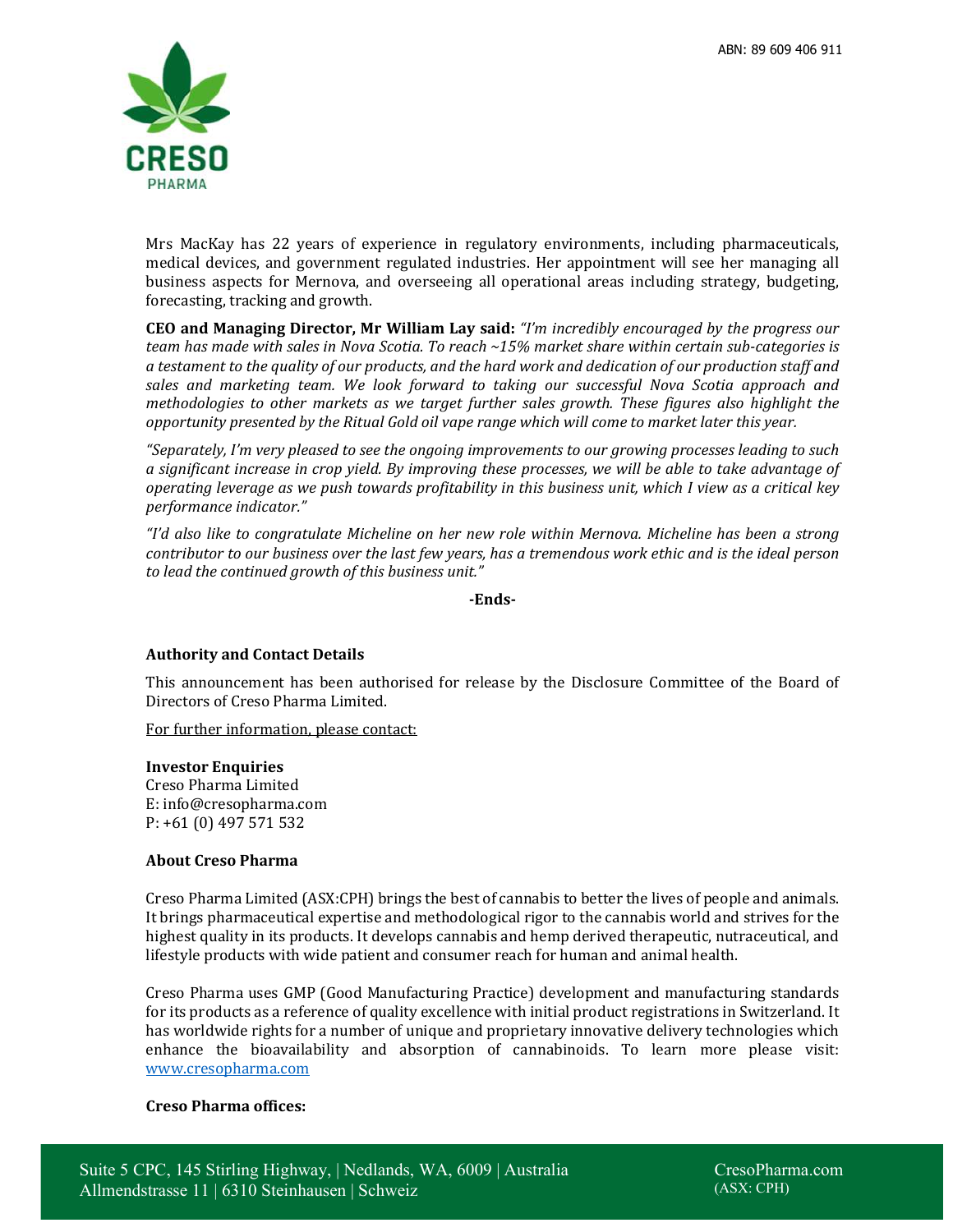Mrs MacKay has 22 years of experience in regulatory environments, including pharmaceuticals, medical devices, and government regulated industries. Her appointment will see her managing all business aspects for Mernova, and overseeing all operational areas including strategy, budgeting, forecasting, tracking and growth.

**CEO and Managing Director, Mr William Lay said:** *"I'm incredibly encouraged by the progress our team has made with sales in Nova Scotia. To reach ~15% market share within certain sub-categories is a testament to the quality of our products, and the hard work and dedication of our production staff and sales and marketing team. We look forward to taking our successful Nova Scotia approach and methodologies to other markets as we target further sales growth. These figures also highlight the opportunity presented by the Ritual Gold oil vape range which will come to market later this year.*

*"Separately, I'm very pleased to see the ongoing improvements to our growing processes leading to such a significant increase in crop yield. By improving these processes, we will be able to take advantage of operating leverage as we push towards profitability in this business unit, which I view as a critical key performance indicator."*

*"I'd also like to congratulate Micheline on her new role within Mernova. Micheline has been a strong contributor to our business over the last few years, has a tremendous work ethic and is the ideal person to lead the continued growth of this business unit."*

**-Ends-**

**Authority and Contact Details**

This announcement has been authorised for release by the Disclosure Committee of the Board of Directors of Creso Pharma Limited.

For further information, please contact:

**Investor Enquiries**
Creso Pharma Limited
E: info@cresopharma.com
P: +61 (0) 497 571 532

**About Creso Pharma**

Creso Pharma Limited (ASX:CPH) brings the best of cannabis to better the lives of people and animals. It brings pharmaceutical expertise and methodological rigor to the cannabis world and strives for the highest quality in its products. It develops cannabis and hemp derived therapeutic, nutraceutical, and lifestyle products with wide patient and consumer reach for human and animal health.

Creso Pharma uses GMP (Good Manufacturing Practice) development and manufacturing standards for its products as a reference of quality excellence with initial product registrations in Switzerland. It has worldwide rights for a number of unique and proprietary innovative delivery technologies which enhance the bioavailability and absorption of cannabinoids. To learn more please visit: www.cresopharma.com

**Creso Pharma offices:**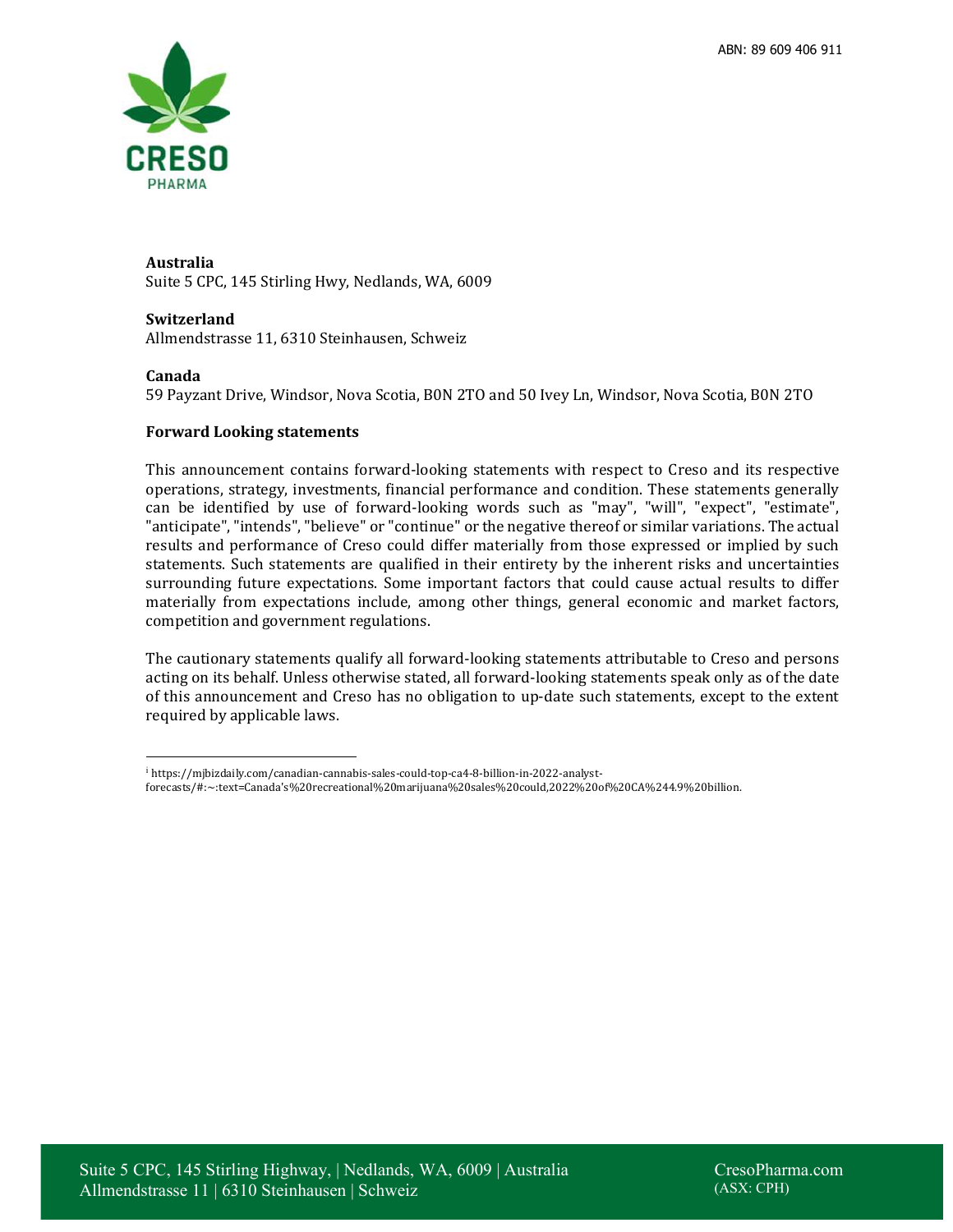ABN: 89 609 406 911

**Australia**
Suite 5 CPC, 145 Stirling Hwy, Nedlands, WA, 6009

**Switzerland**
Allmendstrasse 11, 6310 Steinhausen, Schweiz

**Canada**
59 Payzant Drive, Windsor, Nova Scotia, B0N 2TO and 50 Ivey Ln, Windsor, Nova Scotia, B0N 2TO

**Forward Looking statements**

This announcement contains forward-looking statements with respect to Creso and its respective operations, strategy, investments, financial performance and condition. These statements generally can be identified by use of forward-looking words such as "may", "will", "expect", "estimate", "anticipate", "intends", "believe" or "continue" or the negative thereof or similar variations. The actual results and performance of Creso could differ materially from those expressed or implied by such statements. Such statements are qualified in their entirety by the inherent risks and uncertainties surrounding future expectations. Some important factors that could cause actual results to differ materially from expectations include, among other things, general economic and market factors, competition and government regulations.

The cautionary statements qualify all forward-looking statements attributable to Creso and persons acting on its behalf. Unless otherwise stated, all forward-looking statements speak only as of the date of this announcement and Creso has no obligation to up-date such statements, except to the extent required by applicable laws.

---

[i] https://mjbizdaily.com/canadian-cannabis-sales-could-top-ca4-8-billion-in-2022-analyst-forecasts/#:~:text=Canada's%20recreational%20marijuana%20sales%20could,2022%20of%20CA%244.9%20billion.

Suite 5 CPC, 145 Stirling Highway, | Nedlands, WA, 6009 | Australia
Allmendstrasse 11 | 6310 Steinhausen | Schweiz

CresoPharma.com
(ASX: CPH)